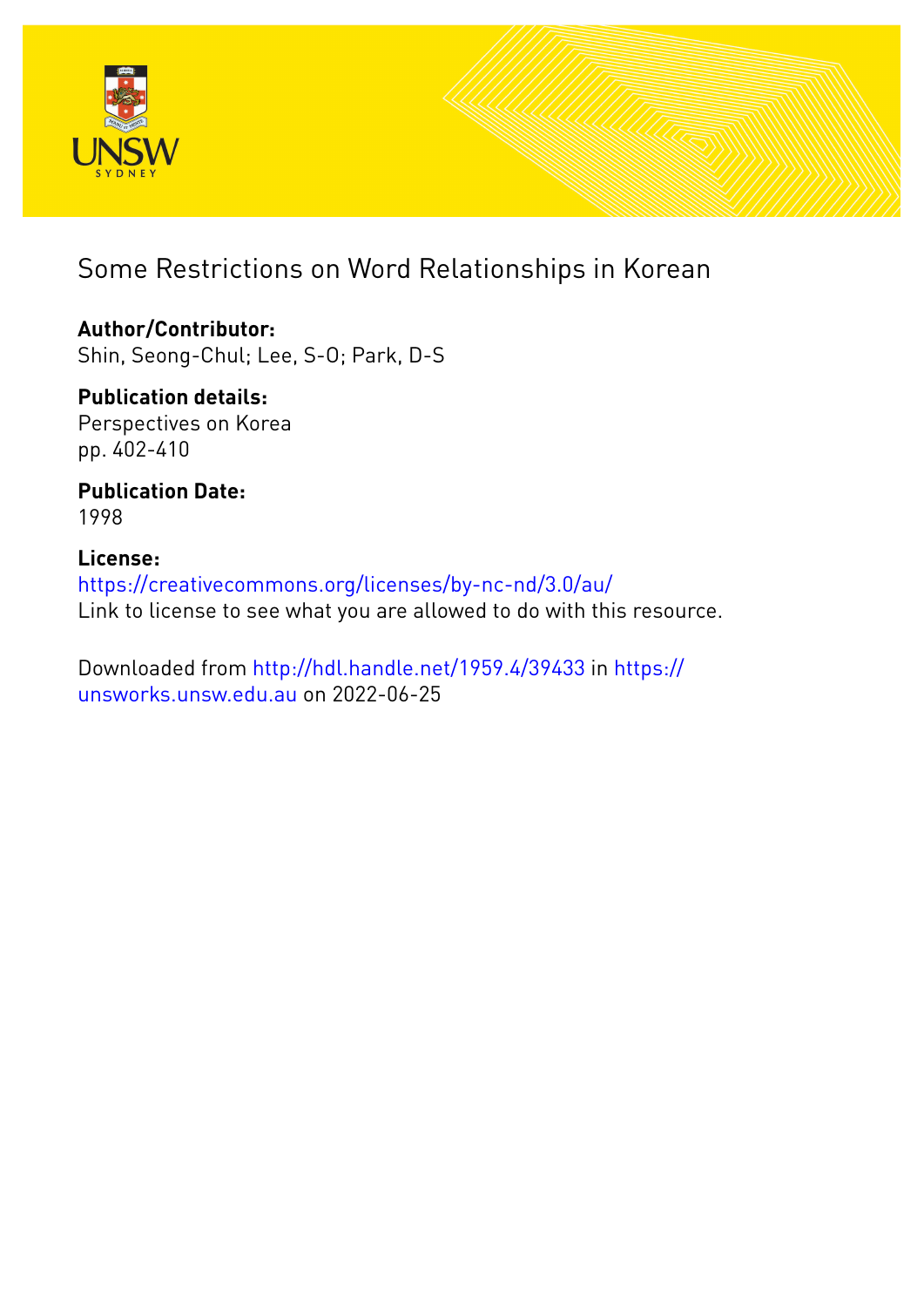# Some Restrictions on Word Relationships in Korean

**Author/Contributor:**
Shin, Seong-Chul; Lee, S-O; Park, D-S

**Publication details:**
Perspectives on Korea
pp. 402-410

**Publication Date:**
1998

**License:**
https://creativecommons.org/licenses/by-nc-nd/3.0/au/
Link to license to see what you are allowed to do with this resource.

Downloaded from http://hdl.handle.net/1959.4/39433 in https://unsworks.unsw.edu.au on 2022-06-25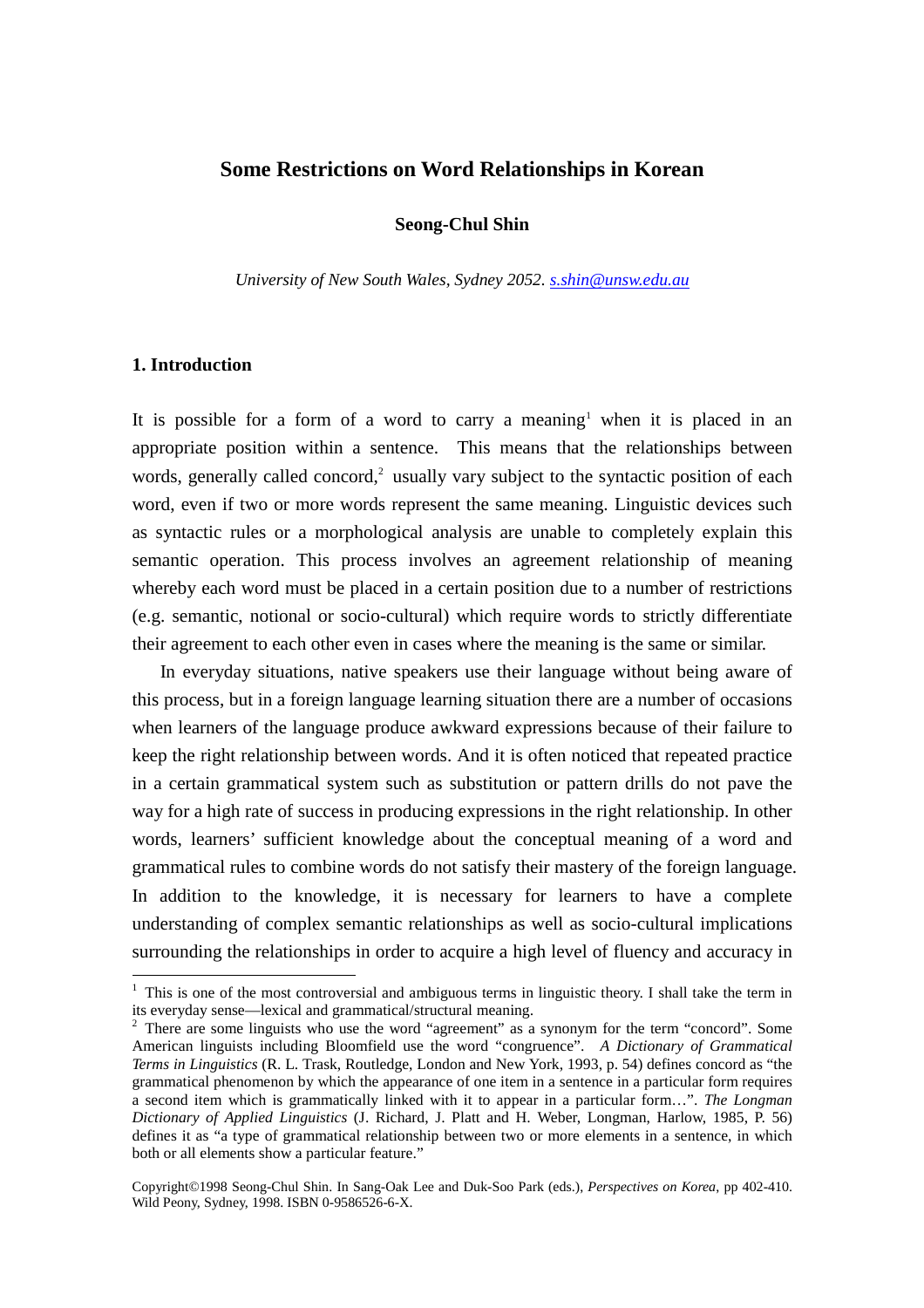## Some Restrictions on Word Relationships in Korean

**Seong-Chul Shin**

*University of New South Wales, Sydney 2052. s.shin@unsw.edu.au*

### 1. Introduction

It is possible for a form of a word to carry a meaning[1] when it is placed in an appropriate position within a sentence. This means that the relationships between words, generally called concord,[2] usually vary subject to the syntactic position of each word, even if two or more words represent the same meaning. Linguistic devices such as syntactic rules or a morphological analysis are unable to completely explain this semantic operation. This process involves an agreement relationship of meaning whereby each word must be placed in a certain position due to a number of restrictions (e.g. semantic, notional or socio-cultural) which require words to strictly differentiate their agreement to each other even in cases where the meaning is the same or similar.

In everyday situations, native speakers use their language without being aware of this process, but in a foreign language learning situation there are a number of occasions when learners of the language produce awkward expressions because of their failure to keep the right relationship between words. And it is often noticed that repeated practice in a certain grammatical system such as substitution or pattern drills do not pave the way for a high rate of success in producing expressions in the right relationship. In other words, learners' sufficient knowledge about the conceptual meaning of a word and grammatical rules to combine words do not satisfy their mastery of the foreign language. In addition to the knowledge, it is necessary for learners to have a complete understanding of complex semantic relationships as well as socio-cultural implications surrounding the relationships in order to acquire a high level of fluency and accuracy in

---

[1] This is one of the most controversial and ambiguous terms in linguistic theory. I shall take the term in its everyday sense—lexical and grammatical/structural meaning.

[2] There are some linguists who use the word "agreement" as a synonym for the term "concord". Some American linguists including Bloomfield use the word "congruence". *A Dictionary of Grammatical Terms in Linguistics* (R. L. Trask, Routledge, London and New York, 1993, p. 54) defines concord as "the grammatical phenomenon by which the appearance of one item in a sentence in a particular form requires a second item which is grammatically linked with it to appear in a particular form…". *The Longman Dictionary of Applied Linguistics* (J. Richard, J. Platt and H. Weber, Longman, Harlow, 1985, P. 56) defines it as "a type of grammatical relationship between two or more elements in a sentence, in which both or all elements show a particular feature."

Copyright©1998 Seong-Chul Shin. In Sang-Oak Lee and Duk-Soo Park (eds.), *Perspectives on Korea*, pp 402-410. Wild Peony, Sydney, 1998. ISBN 0-9586526-6-X.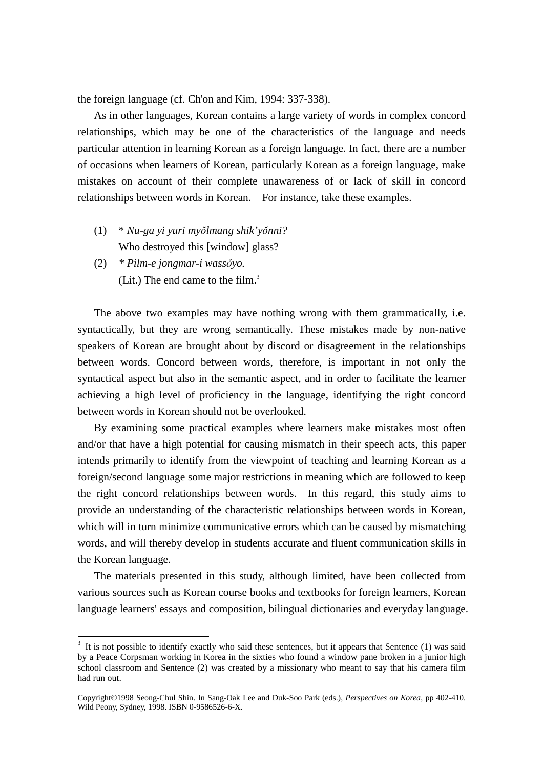the foreign language (cf. Ch'on and Kim, 1994: 337-338).

As in other languages, Korean contains a large variety of words in complex concord relationships, which may be one of the characteristics of the language and needs particular attention in learning Korean as a foreign language. In fact, there are a number of occasions when learners of Korean, particularly Korean as a foreign language, make mistakes on account of their complete unawareness of or lack of skill in concord relationships between words in Korean. For instance, take these examples.

(1) * *Nu-ga yi yuri myŏlmang shik'yŏnni?*
Who destroyed this [window] glass?

(2) * *Pilm-e jongmar-i wassŏyo.*
(Lit.) The end came to the film.[3]

The above two examples may have nothing wrong with them grammatically, i.e. syntactically, but they are wrong semantically. These mistakes made by non-native speakers of Korean are brought about by discord or disagreement in the relationships between words. Concord between words, therefore, is important in not only the syntactical aspect but also in the semantic aspect, and in order to facilitate the learner achieving a high level of proficiency in the language, identifying the right concord between words in Korean should not be overlooked.

By examining some practical examples where learners make mistakes most often and/or that have a high potential for causing mismatch in their speech acts, this paper intends primarily to identify from the viewpoint of teaching and learning Korean as a foreign/second language some major restrictions in meaning which are followed to keep the right concord relationships between words. In this regard, this study aims to provide an understanding of the characteristic relationships between words in Korean, which will in turn minimize communicative errors which can be caused by mismatching words, and will thereby develop in students accurate and fluent communication skills in the Korean language.

The materials presented in this study, although limited, have been collected from various sources such as Korean course books and textbooks for foreign learners, Korean language learners' essays and composition, bilingual dictionaries and everyday language.

---

[3] It is not possible to identify exactly who said these sentences, but it appears that Sentence (1) was said by a Peace Corpsman working in Korea in the sixties who found a window pane broken in a junior high school classroom and Sentence (2) was created by a missionary who meant to say that his camera film had run out.

Copyright©1998 Seong-Chul Shin. In Sang-Oak Lee and Duk-Soo Park (eds.), *Perspectives on Korea*, pp 402-410. Wild Peony, Sydney, 1998. ISBN 0-9586526-6-X.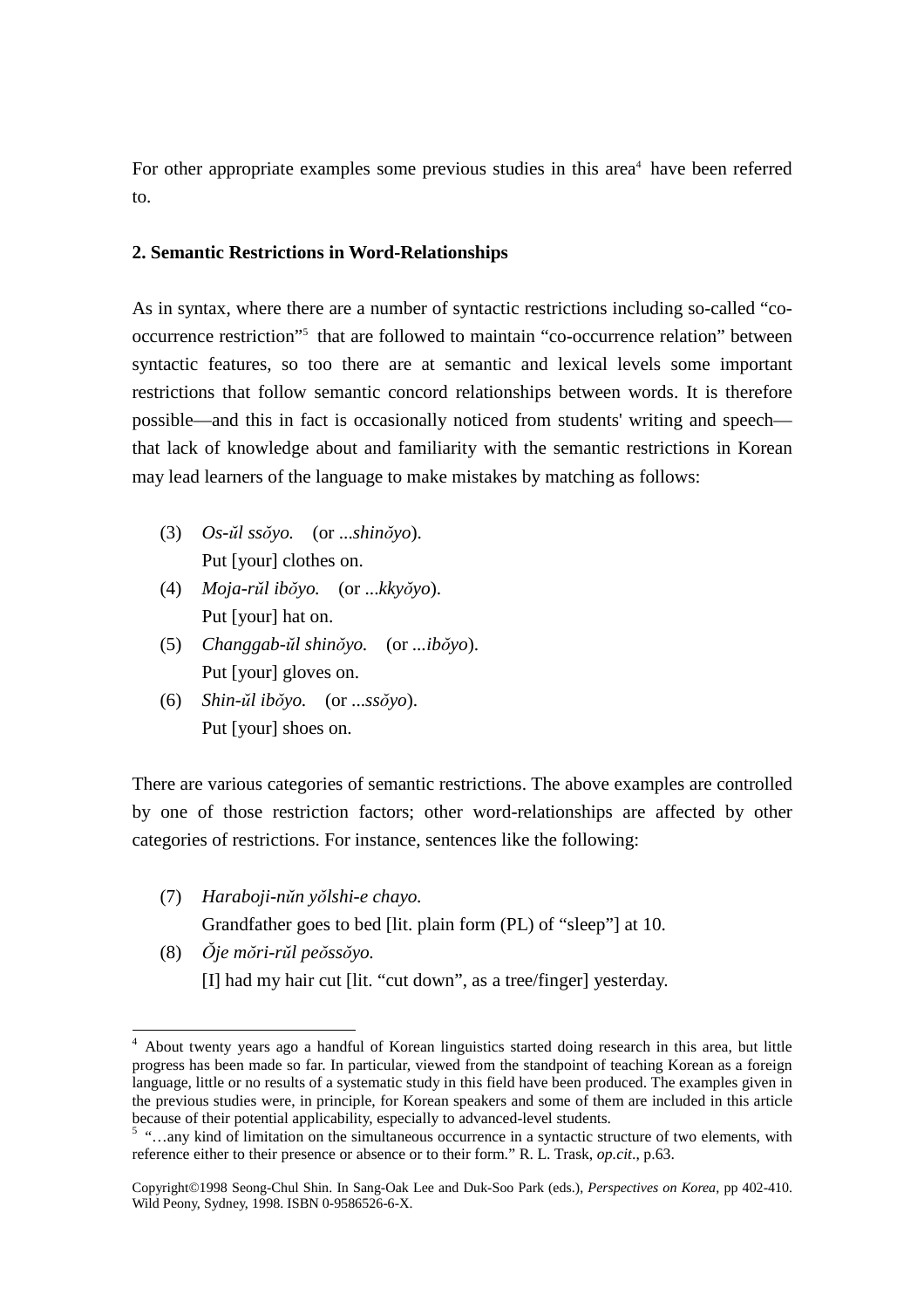For other appropriate examples some previous studies in this area[4] have been referred to.

**2. Semantic Restrictions in Word-Relationships**

As in syntax, where there are a number of syntactic restrictions including so-called "co-occurrence restriction"[5] that are followed to maintain "co-occurrence relation" between syntactic features, so too there are at semantic and lexical levels some important restrictions that follow semantic concord relationships between words. It is therefore possible—and this in fact is occasionally noticed from students' writing and speech—that lack of knowledge about and familiarity with the semantic restrictions in Korean may lead learners of the language to make mistakes by matching as follows:

(3) *Os-ŭl ssŏyo.* (or ...*shinŏyo*).
Put [your] clothes on.

(4) *Moja-rŭl ibŏyo.* (or ...*kkyŏyo*).
Put [your] hat on.

(5) *Changgab-ŭl shinŏyo.* (or ...*ibŏyo*).
Put [your] gloves on.

(6) *Shin-ŭl ibŏyo.* (or ...*ssŏyo*).
Put [your] shoes on.

There are various categories of semantic restrictions. The above examples are controlled by one of those restriction factors; other word-relationships are affected by other categories of restrictions. For instance, sentences like the following:

(7) *Haraboji-nŭn yŏlshi-e chayo.*
Grandfather goes to bed [lit. plain form (PL) of "sleep"] at 10.

(8) *Ŏje mŏri-rŭl peŏssŏyo.*
[I] had my hair cut [lit. "cut down", as a tree/finger] yesterday.

---

[4] About twenty years ago a handful of Korean linguistics started doing research in this area, but little progress has been made so far. In particular, viewed from the standpoint of teaching Korean as a foreign language, little or no results of a systematic study in this field have been produced. The examples given in the previous studies were, in principle, for Korean speakers and some of them are included in this article because of their potential applicability, especially to advanced-level students.

[5] "…any kind of limitation on the simultaneous occurrence in a syntactic structure of two elements, with reference either to their presence or absence or to their form." R. L. Trask, *op.cit*., p.63.

Copyright©1998 Seong-Chul Shin. In Sang-Oak Lee and Duk-Soo Park (eds.), *Perspectives on Korea*, pp 402-410. Wild Peony, Sydney, 1998. ISBN 0-9586526-6-X.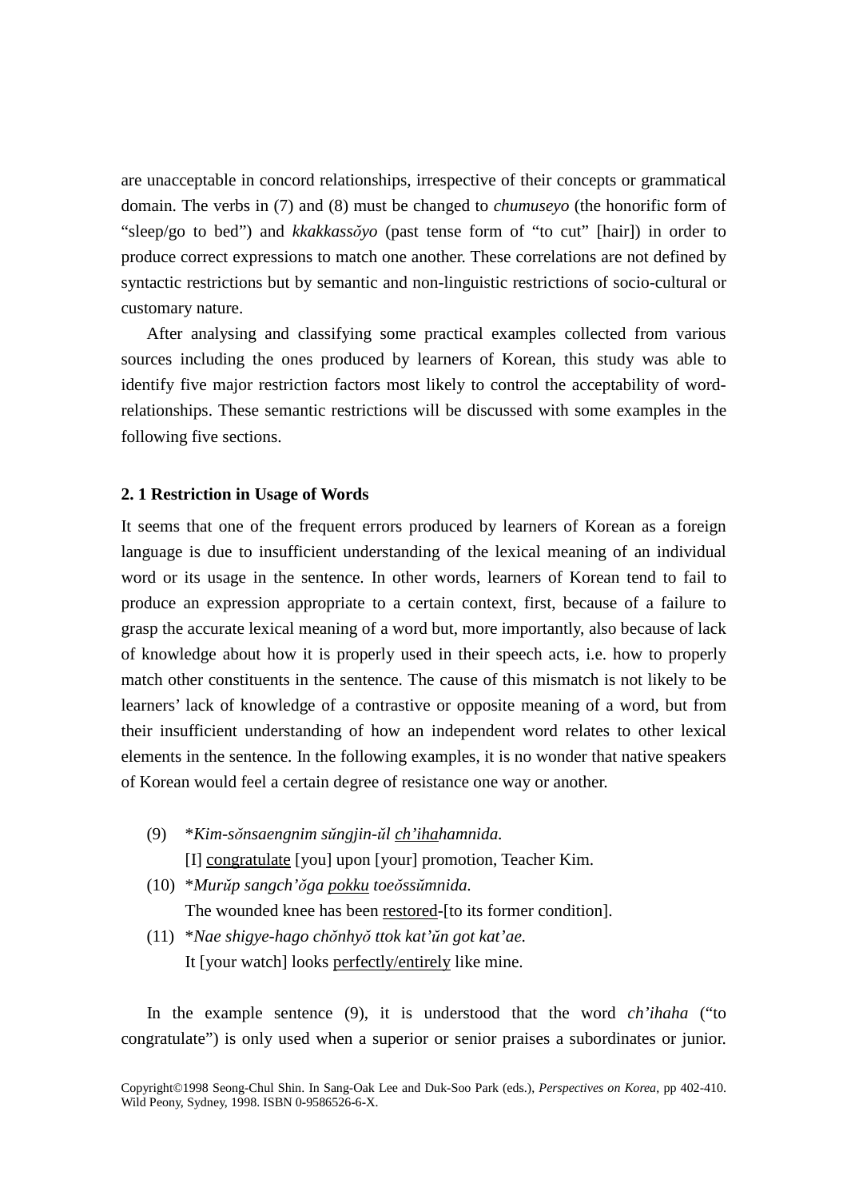are unacceptable in concord relationships, irrespective of their concepts or grammatical domain. The verbs in (7) and (8) must be changed to *chumuseyo* (the honorific form of "sleep/go to bed") and *kkakkassŏyo* (past tense form of "to cut" [hair]) in order to produce correct expressions to match one another. These correlations are not defined by syntactic restrictions but by semantic and non-linguistic restrictions of socio-cultural or customary nature.

After analysing and classifying some practical examples collected from various sources including the ones produced by learners of Korean, this study was able to identify five major restriction factors most likely to control the acceptability of word-relationships. These semantic restrictions will be discussed with some examples in the following five sections.

**2. 1 Restriction in Usage of Words**

It seems that one of the frequent errors produced by learners of Korean as a foreign language is due to insufficient understanding of the lexical meaning of an individual word or its usage in the sentence. In other words, learners of Korean tend to fail to produce an expression appropriate to a certain context, first, because of a failure to grasp the accurate lexical meaning of a word but, more importantly, also because of lack of knowledge about how it is properly used in their speech acts, i.e. how to properly match other constituents in the sentence. The cause of this mismatch is not likely to be learners' lack of knowledge of a contrastive or opposite meaning of a word, but from their insufficient understanding of how an independent word relates to other lexical elements in the sentence. In the following examples, it is no wonder that native speakers of Korean would feel a certain degree of resistance one way or another.

(9) *\*Kim-sŏnsaengnim sŭngjin-ŭl <u>ch'iha</u>hamnida.*
[I] <u>congratulate</u> [you] upon [your] promotion, Teacher Kim.

(10) *\*Murŭp sangch'ŏga <u>pokku</u> toeŏssŭmnida.*
The wounded knee has been <u>restored</u>-[to its former condition].

(11) *\*Nae shigye-hago chŏnhyŏ ttok kat'ŭn got kat'ae.*
It [your watch] looks <u>perfectly/entirely</u> like mine.

In the example sentence (9), it is understood that the word *ch'ihaha* ("to congratulate") is only used when a superior or senior praises a subordinates or junior.

Copyright©1998 Seong-Chul Shin. In Sang-Oak Lee and Duk-Soo Park (eds.), *Perspectives on Korea*, pp 402-410. Wild Peony, Sydney, 1998. ISBN 0-9586526-6-X.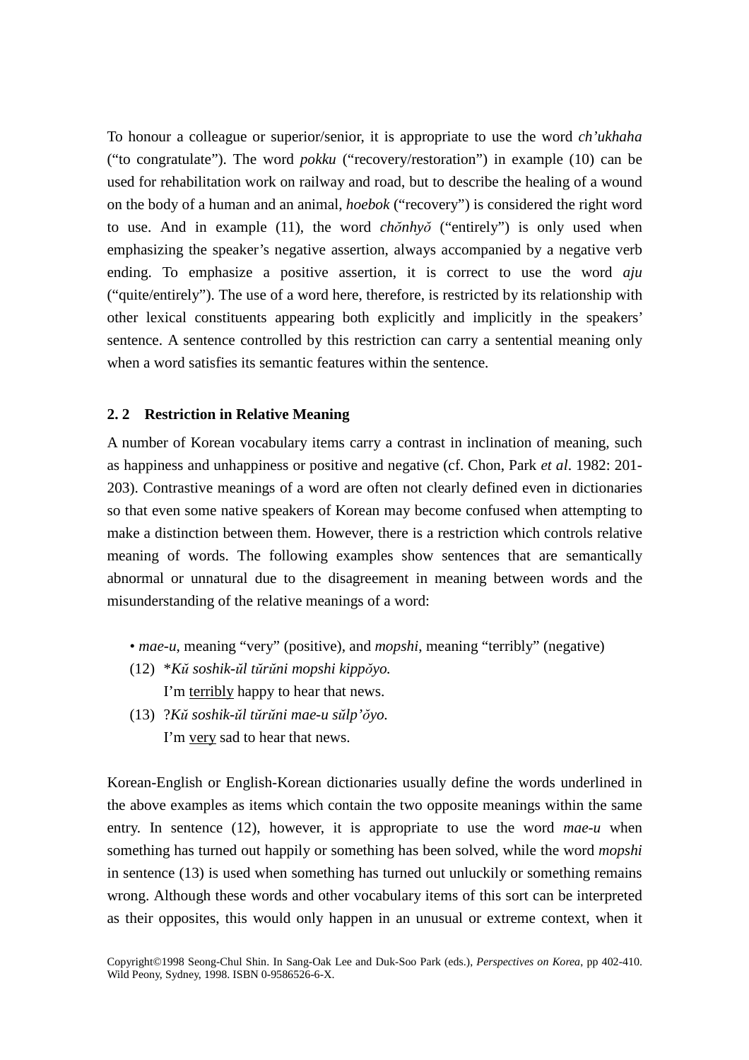To honour a colleague or superior/senior, it is appropriate to use the word *ch'ukhaha* ("to congratulate"). The word *pokku* ("recovery/restoration") in example (10) can be used for rehabilitation work on railway and road, but to describe the healing of a wound on the body of a human and an animal, *hoebok* ("recovery") is considered the right word to use. And in example (11), the word *chŏnhyŏ* ("entirely") is only used when emphasizing the speaker's negative assertion, always accompanied by a negative verb ending. To emphasize a positive assertion, it is correct to use the word *aju* ("quite/entirely"). The use of a word here, therefore, is restricted by its relationship with other lexical constituents appearing both explicitly and implicitly in the speakers' sentence. A sentence controlled by this restriction can carry a sentential meaning only when a word satisfies its semantic features within the sentence.

### 2. 2 Restriction in Relative Meaning

A number of Korean vocabulary items carry a contrast in inclination of meaning, such as happiness and unhappiness or positive and negative (cf. Chon, Park *et al*. 1982: 201-203). Contrastive meanings of a word are often not clearly defined even in dictionaries so that even some native speakers of Korean may become confused when attempting to make a distinction between them. However, there is a restriction which controls relative meaning of words. The following examples show sentences that are semantically abnormal or unnatural due to the disagreement in meaning between words and the misunderstanding of the relative meanings of a word:

- *mae-u*, meaning "very" (positive), and *mopshi*, meaning "terribly" (negative)

(12) \**Kŭ soshik-ŭl tŭrŭni mopshi kippŏyo.*
I'm <u>terribly</u> happy to hear that news.

(13) ?*Kŭ soshik-ŭl tŭrŭni mae-u sŭlp'ŏyo.*
I'm <u>very</u> sad to hear that news.

Korean-English or English-Korean dictionaries usually define the words underlined in the above examples as items which contain the two opposite meanings within the same entry. In sentence (12), however, it is appropriate to use the word *mae-u* when something has turned out happily or something has been solved, while the word *mopshi* in sentence (13) is used when something has turned out unluckily or something remains wrong. Although these words and other vocabulary items of this sort can be interpreted as their opposites, this would only happen in an unusual or extreme context, when it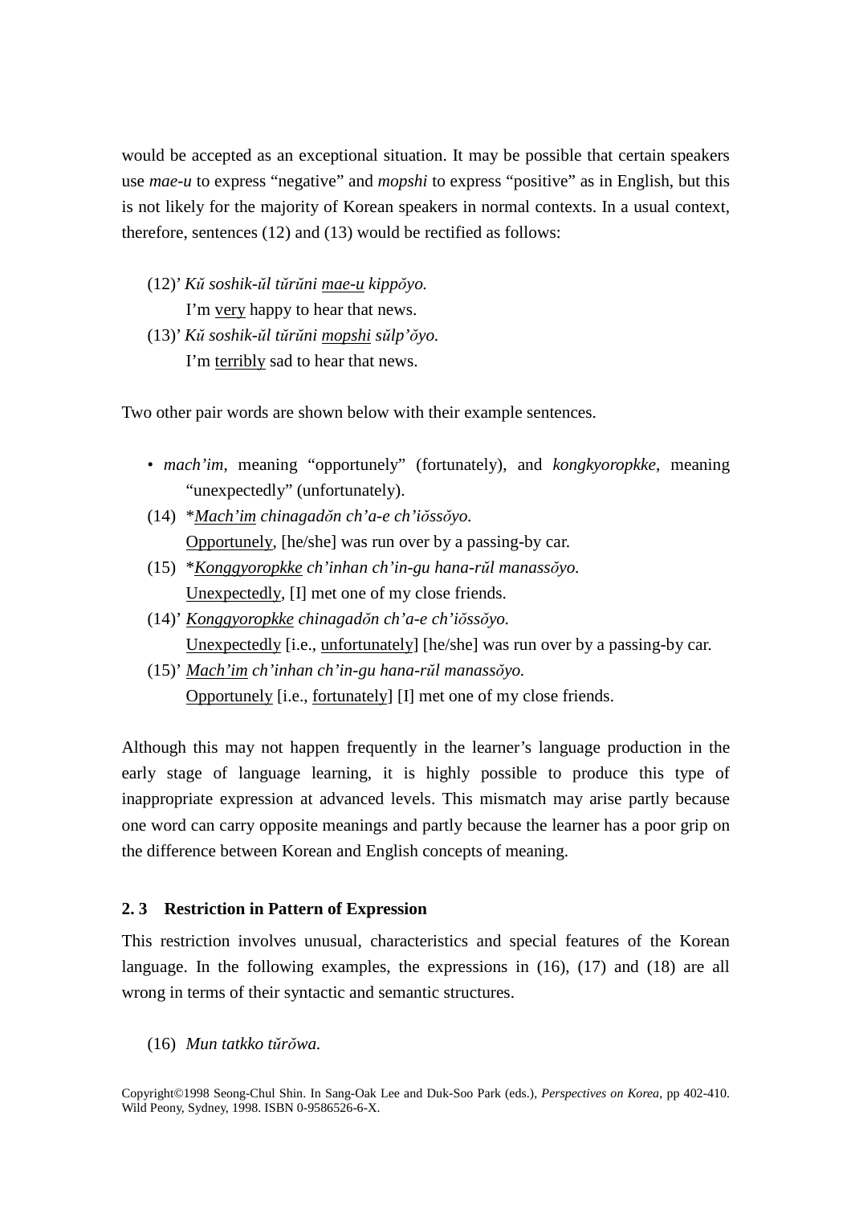would be accepted as an exceptional situation. It may be possible that certain speakers use *mae-u* to express "negative" and *mopshi* to express "positive" as in English, but this is not likely for the majority of Korean speakers in normal contexts. In a usual context, therefore, sentences (12) and (13) would be rectified as follows:

(12)' *Kŭ soshik-ŭl tŭrŭni <u>mae-u</u> kippŏyo.*
I'm <u>very</u> happy to hear that news.

(13)' *Kŭ soshik-ŭl tŭrŭni <u>mopshi</u> sŭlp'ŏyo.*
I'm <u>terribly</u> sad to hear that news.

Two other pair words are shown below with their example sentences.

- *mach'im*, meaning "opportunely" (fortunately), and *kongkyoropkke*, meaning "unexpectedly" (unfortunately).

(14) \**<u>Mach'im</u> chinagadŏn ch'a-e ch'iŏssŏyo.*
<u>Opportunely</u>, [he/she] was run over by a passing-by car.

(15) \**<u>Konggyoropkke</u> ch'inhan ch'in-gu hana-rŭl manassŏyo.*
<u>Unexpectedly</u>, [I] met one of my close friends.

(14)' *<u>Konggyoropkke</u> chinagadŏn ch'a-e ch'iŏssŏyo.*
<u>Unexpectedly</u> [i.e., <u>unfortunately</u>] [he/she] was run over by a passing-by car.

(15)' *<u>Mach'im</u> ch'inhan ch'in-gu hana-rŭl manassŏyo.*
<u>Opportunely</u> [i.e., <u>fortunately</u>] [I] met one of my close friends.

Although this may not happen frequently in the learner's language production in the early stage of language learning, it is highly possible to produce this type of inappropriate expression at advanced levels. This mismatch may arise partly because one word can carry opposite meanings and partly because the learner has a poor grip on the difference between Korean and English concepts of meaning.

### 2. 3 Restriction in Pattern of Expression

This restriction involves unusual, characteristics and special features of the Korean language. In the following examples, the expressions in (16), (17) and (18) are all wrong in terms of their syntactic and semantic structures.

(16) *Mun tatkko tŭrŏwa.*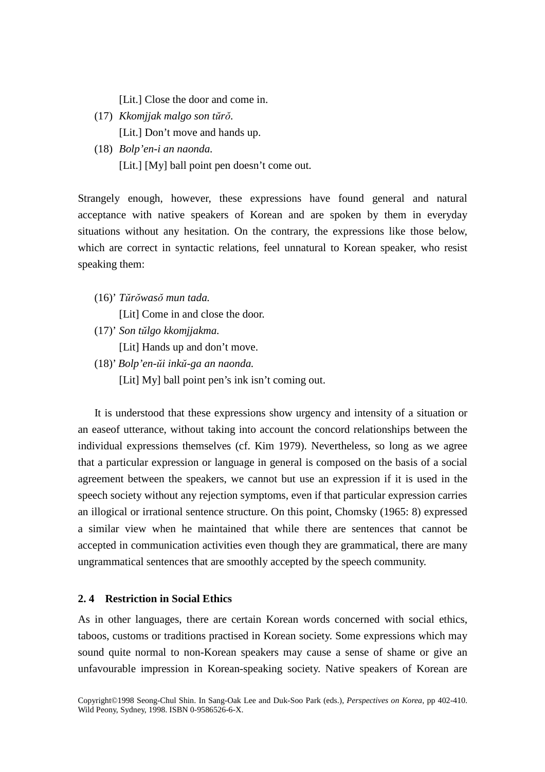[Lit.] Close the door and come in.

(17) *Kkomjjak malgo son tŭrŏ.*

[Lit.] Don't move and hands up.

(18) *Bolp'en-i an naonda.*

[Lit.] [My] ball point pen doesn't come out.

Strangely enough, however, these expressions have found general and natural acceptance with native speakers of Korean and are spoken by them in everyday situations without any hesitation. On the contrary, the expressions like those below, which are correct in syntactic relations, feel unnatural to Korean speaker, who resist speaking them:

(16)' *Tŭrŏwasŏ mun tada.*

[Lit] Come in and close the door.

(17)' *Son tŭlgo kkomjjakma.*

[Lit] Hands up and don't move.

(18)' *Bolp'en-ŭi inkŭ-ga an naonda.*

[Lit] My] ball point pen's ink isn't coming out.

It is understood that these expressions show urgency and intensity of a situation or an easeof utterance, without taking into account the concord relationships between the individual expressions themselves (cf. Kim 1979). Nevertheless, so long as we agree that a particular expression or language in general is composed on the basis of a social agreement between the speakers, we cannot but use an expression if it is used in the speech society without any rejection symptoms, even if that particular expression carries an illogical or irrational sentence structure. On this point, Chomsky (1965: 8) expressed a similar view when he maintained that while there are sentences that cannot be accepted in communication activities even though they are grammatical, there are many ungrammatical sentences that are smoothly accepted by the speech community.

### 2. 4 Restriction in Social Ethics

As in other languages, there are certain Korean words concerned with social ethics, taboos, customs or traditions practised in Korean society. Some expressions which may sound quite normal to non-Korean speakers may cause a sense of shame or give an unfavourable impression in Korean-speaking society. Native speakers of Korean are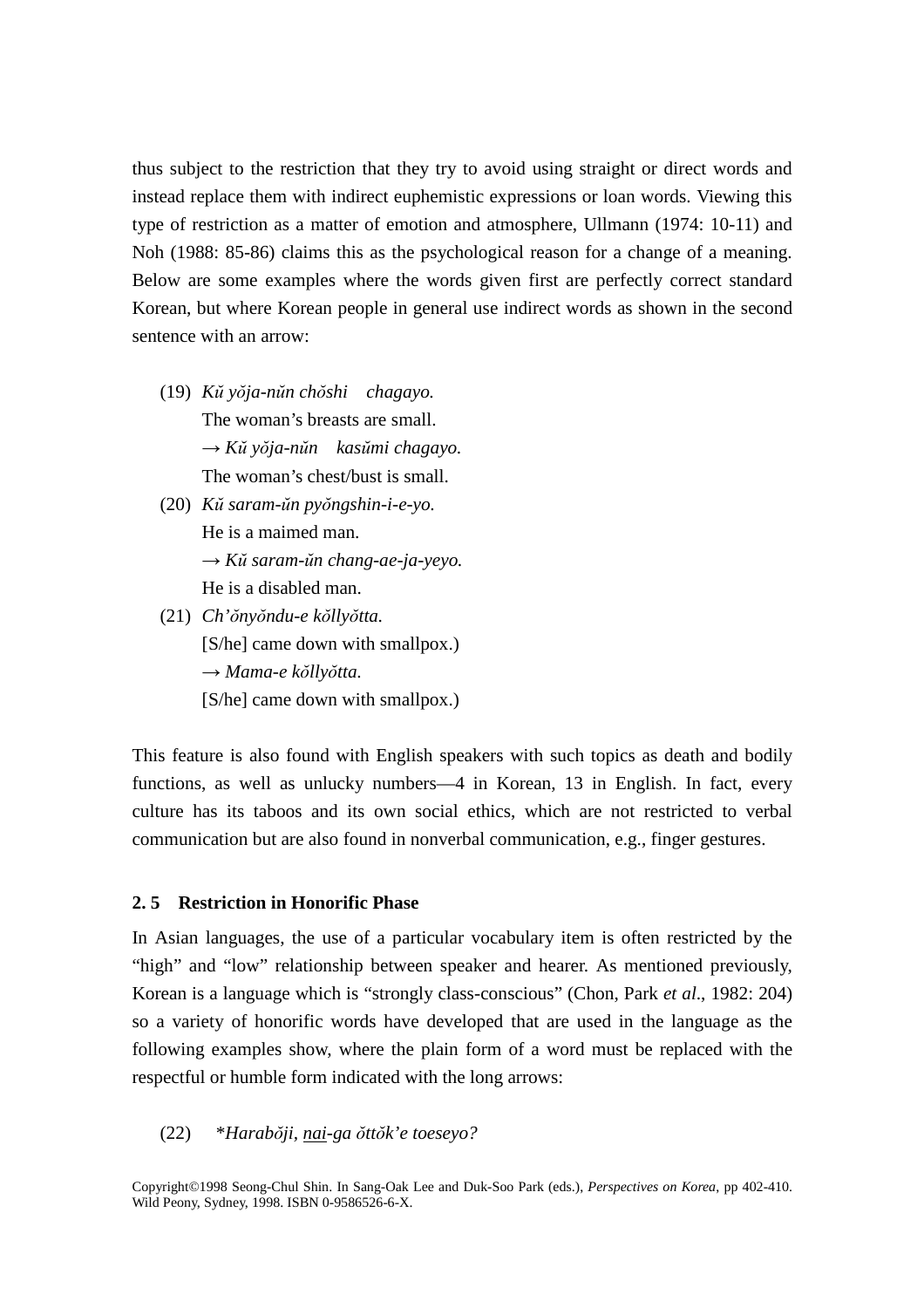thus subject to the restriction that they try to avoid using straight or direct words and instead replace them with indirect euphemistic expressions or loan words. Viewing this type of restriction as a matter of emotion and atmosphere, Ullmann (1974: 10-11) and Noh (1988: 85-86) claims this as the psychological reason for a change of a meaning. Below are some examples where the words given first are perfectly correct standard Korean, but where Korean people in general use indirect words as shown in the second sentence with an arrow:

(19) *Kŭ yŏja-nŭn chŏshi  chagayo.*
 The woman's breasts are small.
 → *Kŭ yŏja-nŭn  kasŭmi chagayo.*
 The woman's chest/bust is small.

(20) *Kŭ saram-ŭn pyŏngshin-i-e-yo.*
 He is a maimed man.
 → *Kŭ saram-ŭn chang-ae-ja-yeyo.*
 He is a disabled man.

(21) *Ch'ŏnyŏndu-e kŏllyŏtta.*
 [S/he] came down with smallpox.)
 → *Mama-e kŏllyŏtta.*
 [S/he] came down with smallpox.)

This feature is also found with English speakers with such topics as death and bodily functions, as well as unlucky numbers—4 in Korean, 13 in English. In fact, every culture has its taboos and its own social ethics, which are not restricted to verbal communication but are also found in nonverbal communication, e.g., finger gestures.

### 2. 5 Restriction in Honorific Phase

In Asian languages, the use of a particular vocabulary item is often restricted by the "high" and "low" relationship between speaker and hearer. As mentioned previously, Korean is a language which is "strongly class-conscious" (Chon, Park *et al.*, 1982: 204) so a variety of honorific words have developed that are used in the language as the following examples show, where the plain form of a word must be replaced with the respectful or humble form indicated with the long arrows:

(22) *\*Harabŏji, <u>nai</u>-ga ŏttŏk'e toeseyo?*

Copyright©1998 Seong-Chul Shin. In Sang-Oak Lee and Duk-Soo Park (eds.), *Perspectives on Korea*, pp 402-410. Wild Peony, Sydney, 1998. ISBN 0-9586526-6-X.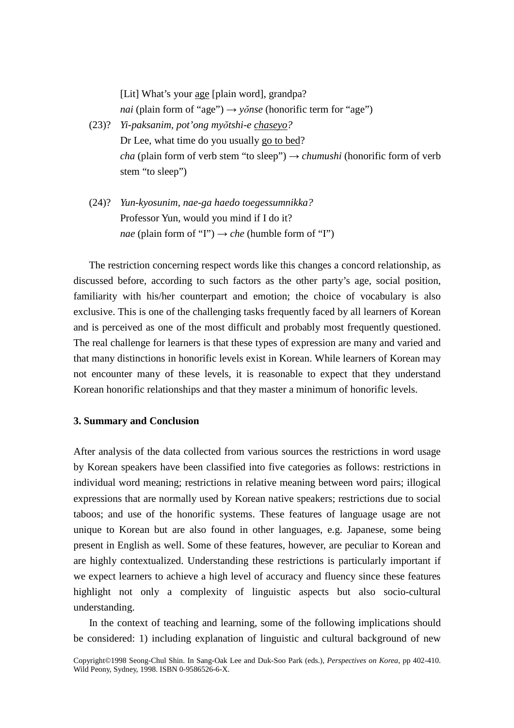[Lit] What's your <u>age</u> [plain word], grandpa?
*nai* (plain form of "age") → *yŏnse* (honorific term for "age")

(23)? *Yi-paksanim, pot'ong myŏtshi-e <u>chaseyo</u>?*
Dr Lee, what time do you usually <u>go to bed</u>?
*cha* (plain form of verb stem "to sleep") → *chumushi* (honorific form of verb stem "to sleep")

(24)? *Yun-kyosunim, nae-ga haedo toegessumnikka?*
Professor Yun, would you mind if I do it?
*nae* (plain form of "I") → *che* (humble form of "I")

The restriction concerning respect words like this changes a concord relationship, as discussed before, according to such factors as the other party's age, social position, familiarity with his/her counterpart and emotion; the choice of vocabulary is also exclusive. This is one of the challenging tasks frequently faced by all learners of Korean and is perceived as one of the most difficult and probably most frequently questioned. The real challenge for learners is that these types of expression are many and varied and that many distinctions in honorific levels exist in Korean. While learners of Korean may not encounter many of these levels, it is reasonable to expect that they understand Korean honorific relationships and that they master a minimum of honorific levels.

### 3. Summary and Conclusion

After analysis of the data collected from various sources the restrictions in word usage by Korean speakers have been classified into five categories as follows: restrictions in individual word meaning; restrictions in relative meaning between word pairs; illogical expressions that are normally used by Korean native speakers; restrictions due to social taboos; and use of the honorific systems. These features of language usage are not unique to Korean but are also found in other languages, e.g. Japanese, some being present in English as well. Some of these features, however, are peculiar to Korean and are highly contextualized. Understanding these restrictions is particularly important if we expect learners to achieve a high level of accuracy and fluency since these features highlight not only a complexity of linguistic aspects but also socio-cultural understanding.

In the context of teaching and learning, some of the following implications should be considered: 1) including explanation of linguistic and cultural background of new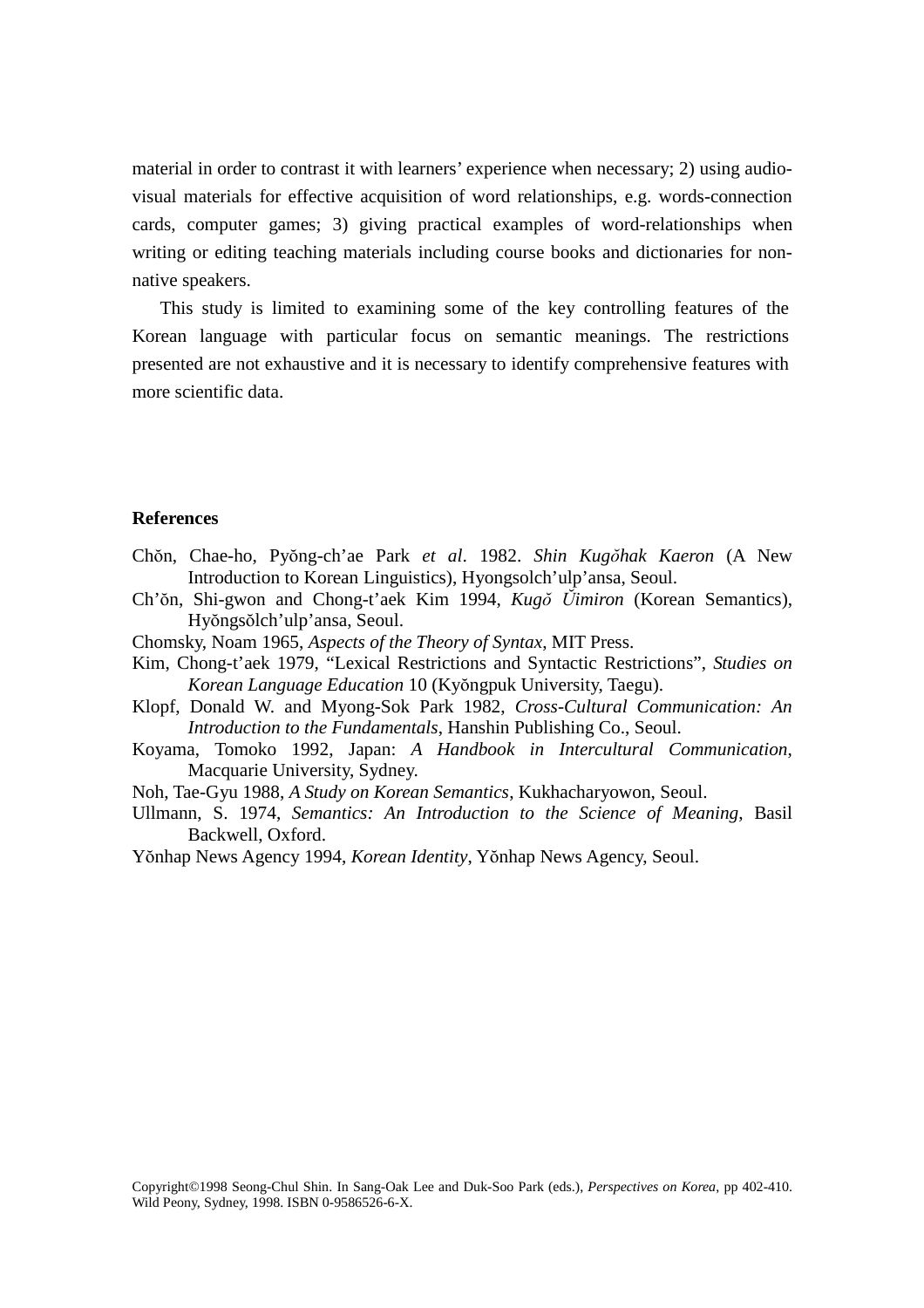material in order to contrast it with learners' experience when necessary; 2) using audio-visual materials for effective acquisition of word relationships, e.g. words-connection cards, computer games; 3) giving practical examples of word-relationships when writing or editing teaching materials including course books and dictionaries for non-native speakers.

This study is limited to examining some of the key controlling features of the Korean language with particular focus on semantic meanings. The restrictions presented are not exhaustive and it is necessary to identify comprehensive features with more scientific data.

## References

Chŏn, Chae-ho, Pyŏng-ch'ae Park *et al*. 1982. *Shin Kugŏhak Kaeron* (A New Introduction to Korean Linguistics), Hyongsolch'ulp'ansa, Seoul.

Ch'ŏn, Shi-gwon and Chong-t'aek Kim 1994, *Kugŏ Ŭimiron* (Korean Semantics), Hyŏngsŏlch'ulp'ansa, Seoul.

Chomsky, Noam 1965, *Aspects of the Theory of Syntax*, MIT Press.

Kim, Chong-t'aek 1979, "Lexical Restrictions and Syntactic Restrictions", *Studies on Korean Language Education* 10 (Kyŏngpuk University, Taegu).

Klopf, Donald W. and Myong-Sok Park 1982, *Cross-Cultural Communication: An Introduction to the Fundamentals*, Hanshin Publishing Co., Seoul.

Koyama, Tomoko 1992, Japan: *A Handbook in Intercultural Communication*, Macquarie University, Sydney.

Noh, Tae-Gyu 1988, *A Study on Korean Semantics*, Kukhacharyowon, Seoul.

Ullmann, S. 1974, *Semantics: An Introduction to the Science of Meaning*, Basil Backwell, Oxford.

Yŏnhap News Agency 1994, *Korean Identity*, Yŏnhap News Agency, Seoul.

Copyright©1998 Seong-Chul Shin. In Sang-Oak Lee and Duk-Soo Park (eds.), *Perspectives on Korea*, pp 402-410. Wild Peony, Sydney, 1998. ISBN 0-9586526-6-X.